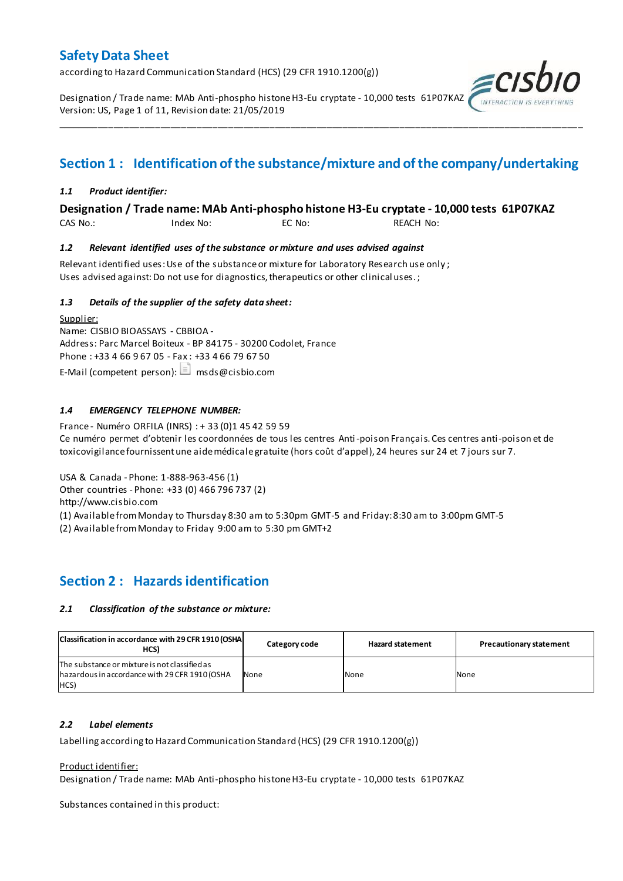# Safety Data Sheet

according to Hazard Communication Standard (HCS) (29 CFR 1910.1200(g))

Designation / Trade name: MAb Anti-phospho histone H3-Eu cryptate - 10,000 tests 61P07KAZ
Version: US, Page 1 of 11, Revision date: 21/05/2019

## Section 1 : Identification of the substance/mixture and of the company/undertaking

### *1.1 Product identifier:*

**Designation / Trade name: MAb Anti-phospho histone H3-Eu cryptate - 10,000 tests 61P07KAZ**

CAS No.: Index No: EC No: REACH No:

### *1.2 Relevant identified uses of the substance or mixture and uses advised against*

Relevant identified uses: Use of the substance or mixture for Laboratory Research use only ;
Uses advised against: Do not use for diagnostics, therapeutics or other clinical uses. ;

### *1.3 Details of the supplier of the safety data sheet:*

Supplier:
Name: CISBIO BIOASSAYS - CBBIOA -
Address: Parc Marcel Boiteux - BP 84175 - 30200 Codolet, France
Phone : +33 4 66 9 67 05 - Fax : +33 4 66 79 67 50
E-Mail (competent person): msds@cisbio.com

### *1.4 EMERGENCY TELEPHONE NUMBER:*

France - Numéro ORFILA (INRS) : + 33 (0)1 45 42 59 59
Ce numéro permet d'obtenir les coordonnées de tous les centres Anti-poison Français. Ces centres anti-poison et de toxicovigilance fournissent une aide médicale gratuite (hors coût d'appel), 24 heures sur 24 et 7 jours sur 7.

USA & Canada - Phone: 1-888-963-456 (1)
Other countries - Phone: +33 (0) 466 796 737 (2)
http://www.cisbio.com
(1) Available from Monday to Thursday 8:30 am to 5:30pm GMT-5 and Friday: 8:30 am to 3:00pm GMT-5
(2) Available from Monday to Friday 9:00 am to 5:30 pm GMT+2

## Section 2 : Hazards identification

### *2.1 Classification of the substance or mixture:*

| Classification in accordance with 29 CFR 1910 (OSHA HCS) | Category code | Hazard statement | Precautionary statement |
|---|---|---|---|
| The substance or mixture is not classified as hazardous in accordance with 29 CFR 1910 (OSHA HCS) | None | None | None |

### *2.2 Label elements*

Labelling according to Hazard Communication Standard (HCS) (29 CFR 1910.1200(g))

Product identifier:
Designation / Trade name: MAb Anti-phospho histone H3-Eu cryptate - 10,000 tests 61P07KAZ

Substances contained in this product: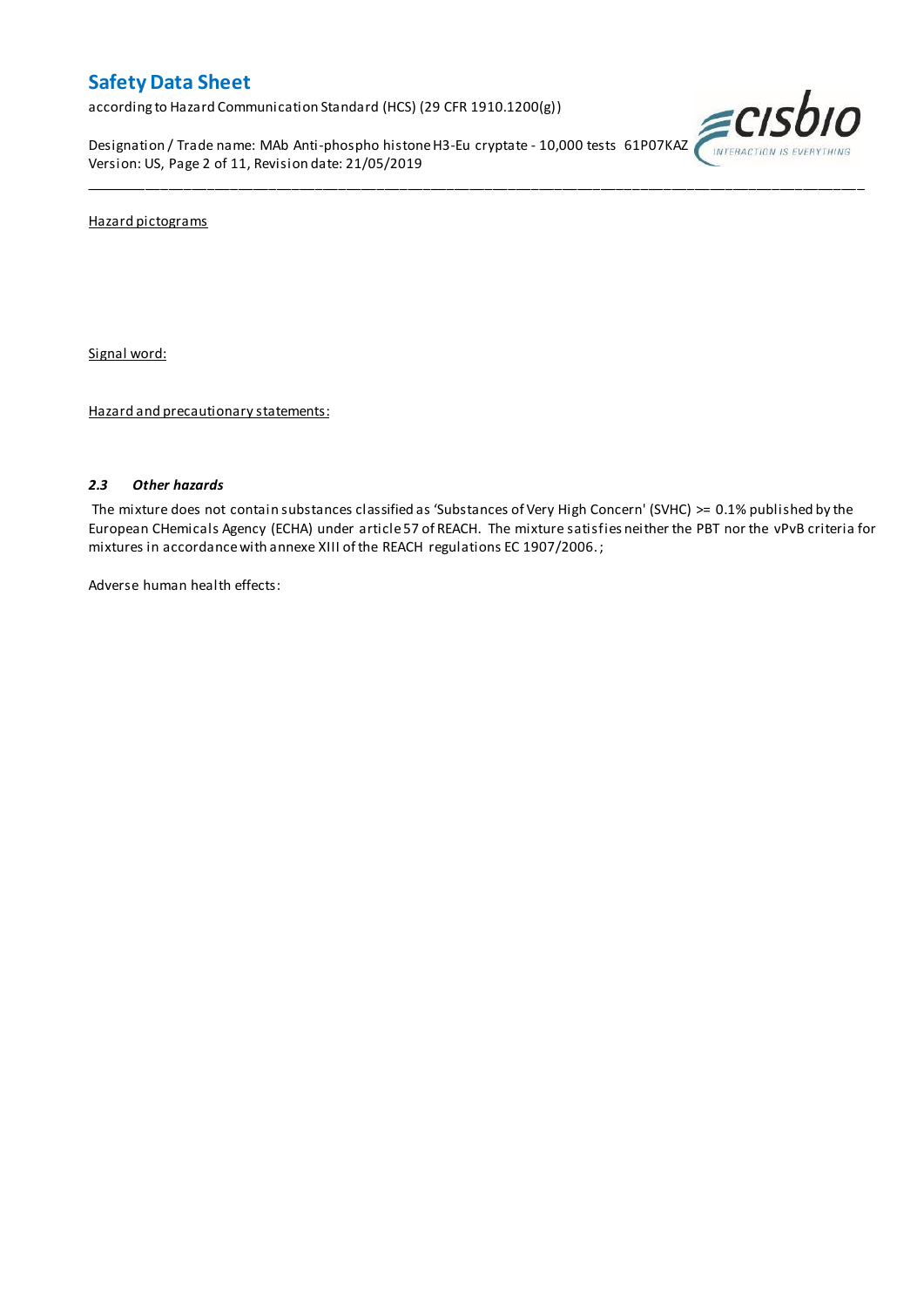Hazard pictograms

Signal word:

Hazard and precautionary statements:

### *2.3 Other hazards*

The mixture does not contain substances classified as 'Substances of Very High Concern' (SVHC) >= 0.1% published by the European CHemicals Agency (ECHA) under article 57 of REACH. The mixture satisfies neither the PBT nor the vPvB criteria for mixtures in accordance with annexe XIII of the REACH regulations EC 1907/2006. ;

Adverse human health effects: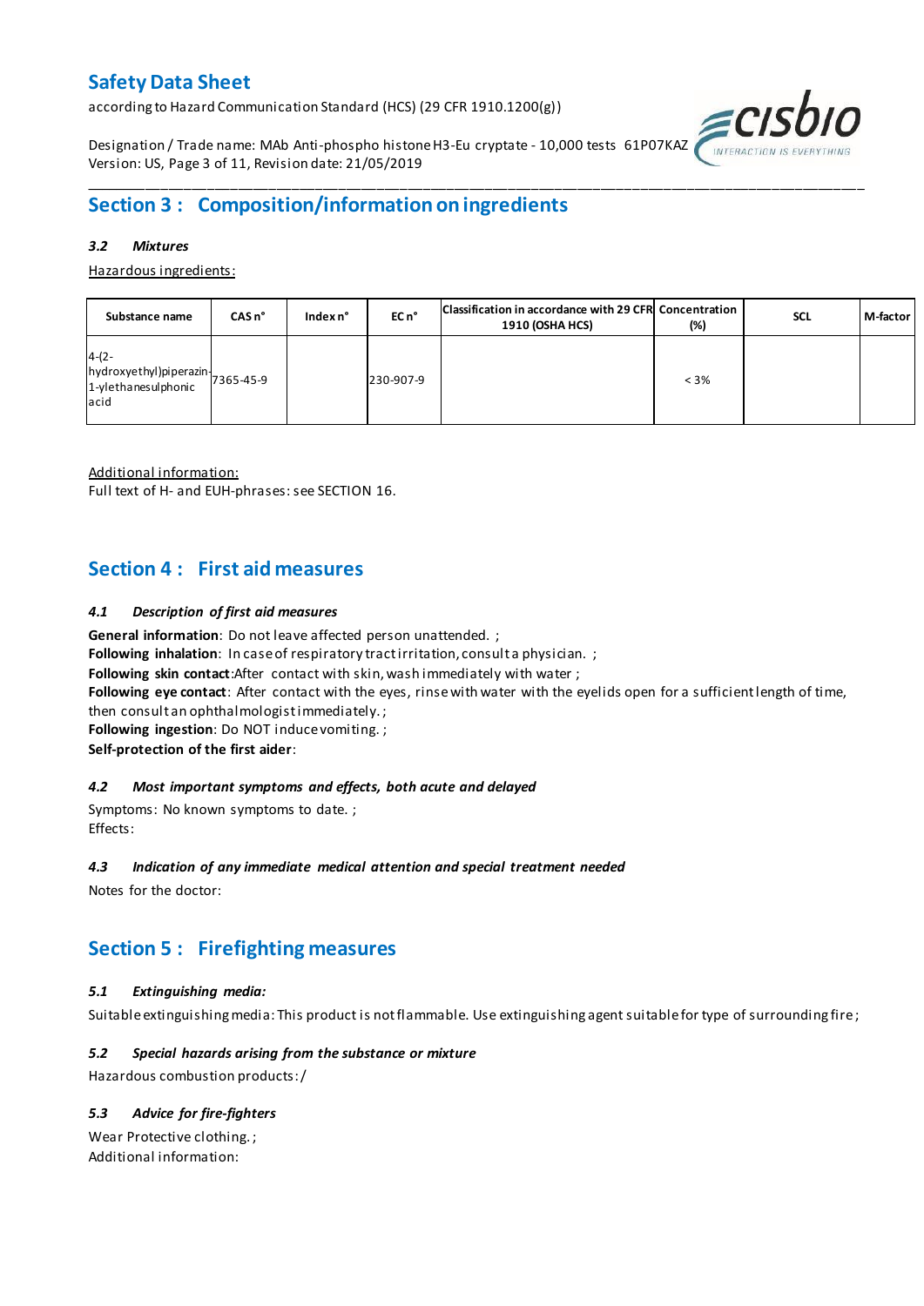## Section 3 : Composition/information on ingredients

### *3.2 Mixtures*

Hazardous ingredients:

| Substance name | CAS n° | Index n° | EC n° | Classification in accordance with 29 CFR 1910 (OSHA HCS) | Concentration (%) | SCL | M-factor |
|---|---|---|---|---|---|---|---|
| 4-(2-hydroxyethyl)piperazin-1-ylethanesulphonic acid | 7365-45-9 | | 230-907-9 | | < 3% | | |

Additional information:
Full text of H- and EUH-phrases: see SECTION 16.

## Section 4 : First aid measures

### *4.1 Description of first aid measures*

**General information**: Do not leave affected person unattended. ;
**Following inhalation**: In case of respiratory tract irritation, consult a physician. ;
**Following skin contact**:After contact with skin, wash immediately with water ;
**Following eye contact**: After contact with the eyes, rinse with water with the eyelids open for a sufficient length of time, then consult an ophthalmologist immediately. ;
**Following ingestion**: Do NOT induce vomiting. ;
**Self-protection of the first aider**:

### *4.2 Most important symptoms and effects, both acute and delayed*

Symptoms: No known symptoms to date. ;
Effects:

### *4.3 Indication of any immediate medical attention and special treatment needed*

Notes for the doctor:

## Section 5 : Firefighting measures

### *5.1 Extinguishing media:*

Suitable extinguishing media: This product is not flammable. Use extinguishing agent suitable for type of surrounding fire ;

### *5.2 Special hazards arising from the substance or mixture*

Hazardous combustion products: /

### *5.3 Advice for fire-fighters*

Wear Protective clothing. ;
Additional information: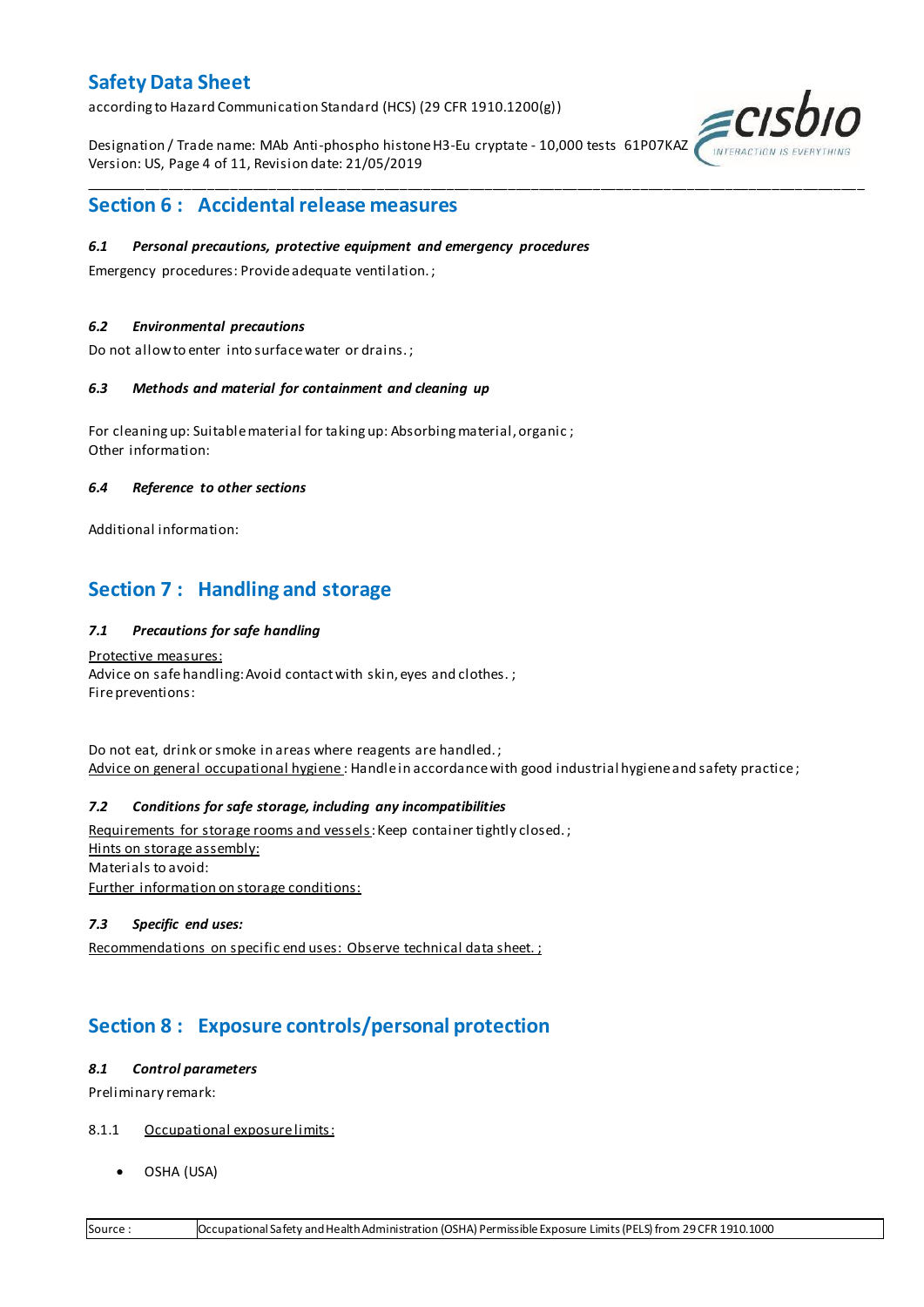## Section 6 : Accidental release measures

### 6.1 Personal precautions, protective equipment and emergency procedures

Emergency procedures: Provide adequate ventilation. ;

### 6.2 Environmental precautions

Do not allow to enter into surface water or drains. ;

### 6.3 Methods and material for containment and cleaning up

For cleaning up: Suitable material for taking up: Absorbing material, organic ;
Other information:

### 6.4 Reference to other sections

Additional information:

## Section 7 : Handling and storage

### 7.1 Precautions for safe handling

Protective measures:
Advice on safe handling: Avoid contact with skin, eyes and clothes. ;
Fire preventions:

Do not eat, drink or smoke in areas where reagents are handled. ;
Advice on general occupational hygiene : Handle in accordance with good industrial hygiene and safety practice ;

### 7.2 Conditions for safe storage, including any incompatibilities

Requirements for storage rooms and vessels: Keep container tightly closed. ;
Hints on storage assembly:
Materials to avoid:
Further information on storage conditions:

### 7.3 Specific end uses:

Recommendations on specific end uses: Observe technical data sheet. ;

## Section 8 : Exposure controls/personal protection

### 8.1 Control parameters

Preliminary remark:

8.1.1 Occupational exposure limits:

- OSHA (USA)

| Source : | Occupational Safety and Health Administration (OSHA) Permissible Exposure Limits (PELS) from 29 CFR 1910.1000 |
|---|---|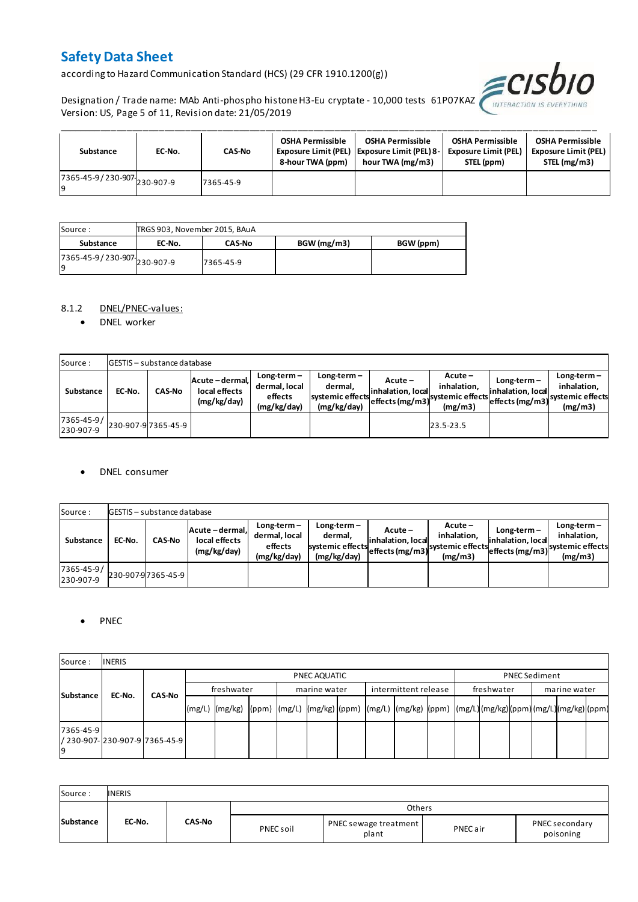| Substance | EC-No. | CAS-No | OSHA Permissible Exposure Limit (PEL) 8-hour TWA (ppm) | OSHA Permissible Exposure Limit (PEL) 8-hour TWA (mg/m3) | OSHA Permissible Exposure Limit (PEL) STEL (ppm) | OSHA Permissible Exposure Limit (PEL) STEL (mg/m3) |
|---|---|---|---|---|---|---|
| 7365-45-9 / 230-907-9 | 230-907-9 | 7365-45-9 | | | | |

| Source : | TRGS 903, November 2015, BAuA | | | |
|---|---|---|---|---|
| **Substance** | **EC-No.** | **CAS-No** | **BGW (mg/m3)** | **BGW (ppm)** |
| 7365-45-9 / 230-907-9 | 230-907-9 | 7365-45-9 | | |

8.1.2 DNEL/PNEC-values:

- DNEL worker

| Source : | GESTIS – substance database | | | | | | | | | |
|---|---|---|---|---|---|---|---|---|---|---|
| **Substance** | **EC-No.** | **CAS-No** | **Acute – dermal, local effects (mg/kg/day)** | **Long-term – dermal, local effects (mg/kg/day)** | **Long-term – dermal, systemic effects (mg/kg/day)** | **Acute – inhalation, local effects (mg/m3)** | **Acute – inhalation, systemic effects (mg/m3)** | **Long-term – inhalation, local effects (mg/m3)** | **Long-term – inhalation, systemic effects (mg/m3)** |
| 7365-45-9 / 230-907-9 | 230-907-9 | 7365-45-9 | | | | | 23.5-23.5 | | |

- DNEL consumer

| Source : | GESTIS – substance database | | | | | | | | | |
|---|---|---|---|---|---|---|---|---|---|---|
| **Substance** | **EC-No.** | **CAS-No** | **Acute – dermal, local effects (mg/kg/day)** | **Long-term – dermal, local effects (mg/kg/day)** | **Long-term – dermal, systemic effects (mg/kg/day)** | **Acute – inhalation, local effects (mg/m3)** | **Acute – inhalation, systemic effects (mg/m3)** | **Long-term – inhalation, local effects (mg/m3)** | **Long-term – inhalation, systemic effects (mg/m3)** |
| 7365-45-9 / 230-907-9 | 230-907-9 | 7365-45-9 | | | | | | | |

- PNEC

| Source : | INERIS | | | | | | | | | | | | | | | | | |
|---|---|---|---|---|---|---|---|---|---|---|---|---|---|---|---|---|---|---|
| **Substance** | **EC-No.** | **CAS-No** | PNEC AQUATIC | | | | | | | | | PNEC Sediment | | | | | |
| | | | freshwater | | | marine water | | | intermittent release | | | freshwater | | | marine water | | |
| | | | (mg/L) | (mg/kg) | (ppm) | (mg/L) | (mg/kg) | (ppm) | (mg/L) | (mg/kg) | (ppm) | (mg/L) | (mg/kg) | (ppm) | (mg/L) | (mg/kg) | (ppm) |
| 7365-45-9 / 230-907-9 | 230-907-9 | 7365-45-9 | | | | | | | | | | | | | | | |

| Source : | INERIS | | | | | |
|---|---|---|---|---|---|---|
| **Substance** | **EC-No.** | **CAS-No** | Others | | | |
| | | | PNEC soil | PNEC sewage treatment plant | PNEC air | PNEC secondary poisoning |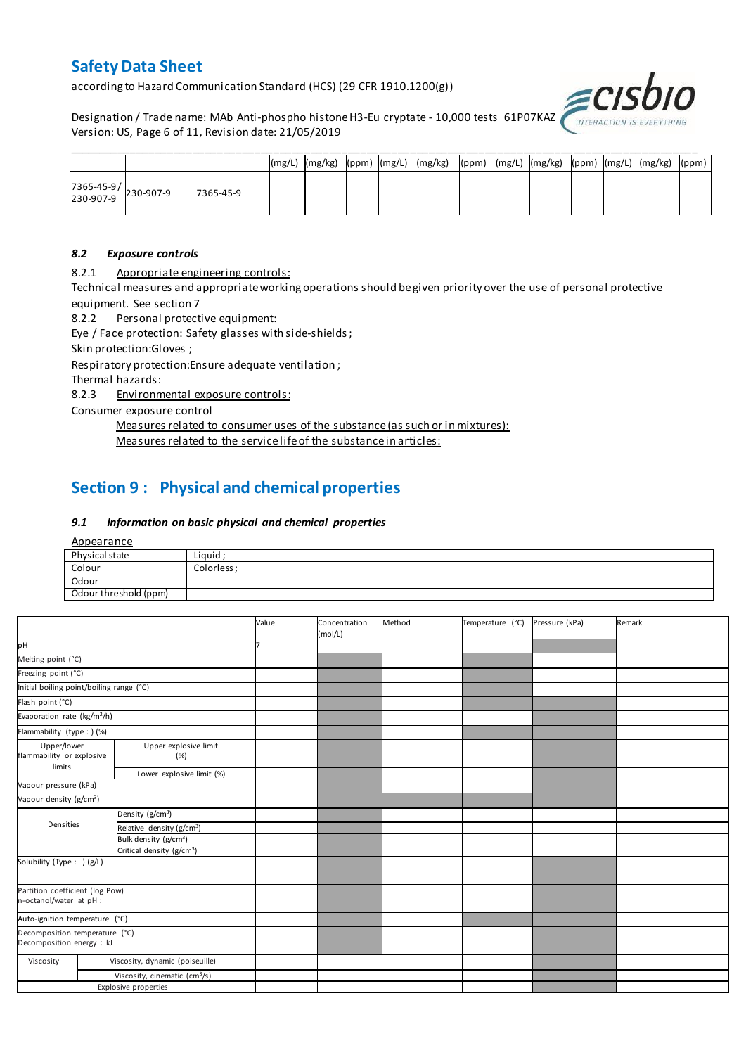| | | | (mg/L) | (mg/kg) | (ppm) | (mg/L) | (mg/kg) | (ppm) | (mg/L) | (mg/kg) | (ppm) | (mg/L) | (mg/kg) | (ppm) |
|---|---|---|---|---|---|---|---|---|---|---|---|---|---|---|
| 7365-45-9/ 230-907-9 | 230-907-9 | 7365-45-9 | | | | | | | | | | | | |

### *8.2 Exposure controls*

8.2.1 Appropriate engineering controls:

Technical measures and appropriate working operations should be given priority over the use of personal protective equipment. See section 7

8.2.2 Personal protective equipment:

Eye / Face protection: Safety glasses with side-shields ;

Skin protection:Gloves ;

Respiratory protection:Ensure adequate ventilation ;

Thermal hazards:

8.2.3 Environmental exposure controls:

Consumer exposure control

Measures related to consumer uses of the substance (as such or in mixtures):

Measures related to the service life of the substance in articles:

## Section 9 : Physical and chemical properties

### *9.1 Information on basic physical and chemical properties*

Appearance

| Physical state | Liquid ; |
|---|---|
| Colour | Colorless ; |
| Odour | |
| Odour threshold (ppm) | |

| | | Value | Concentration (mol/L) | Method | Temperature (°C) | Pressure (kPa) | Remark |
|---|---|---|---|---|---|---|---|
| pH | | 7 | | | | | |
| Melting point (°C) | | | | | | | |
| Freezing point (°C) | | | | | | | |
| Initial boiling point/boiling range (°C) | | | | | | | |
| Flash point (°C) | | | | | | | |
| Evaporation rate (kg/m²/h) | | | | | | | |
| Flammability (type : ) (%) | | | | | | | |
| Upper/lower flammability or explosive limits | Upper explosive limit (%) | | | | | | |
| | Lower explosive limit (%) | | | | | | |
| Vapour pressure (kPa) | | | | | | | |
| Vapour density (g/cm³) | | | | | | | |
| Densities | Density (g/cm³) | | | | | | |
| | Relative density (g/cm³) | | | | | | |
| | Bulk density (g/cm³) | | | | | | |
| | Critical density (g/cm³) | | | | | | |
| Solubility (Type : ) (g/L) | | | | | | | |
| Partition coefficient (log Pow) n-octanol/water at pH : | | | | | | | |
| Auto-ignition temperature (°C) | | | | | | | |
| Decomposition temperature (°C) Decomposition energy : kJ | | | | | | | |
| Viscosity | Viscosity, dynamic (poiseuille) | | | | | | |
| | Viscosity, cinematic (cm³/s) | | | | | | |
| Explosive properties | | | | | | | |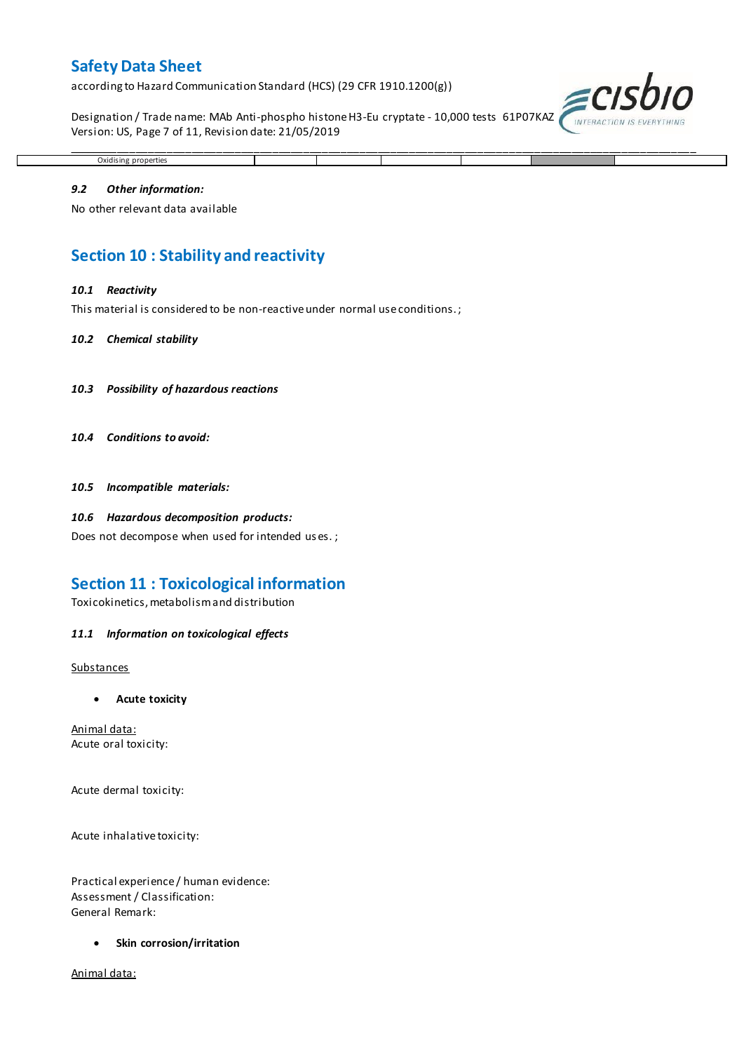| Oxidising properties | | | | | | |
|---|---|---|---|---|---|---|

### *9.2 Other information:*

No other relevant data available

## Section 10 : Stability and reactivity

### *10.1 Reactivity*

This material is considered to be non-reactive under normal use conditions. ;

### *10.2 Chemical stability*

### *10.3 Possibility of hazardous reactions*

### *10.4 Conditions to avoid:*

### *10.5 Incompatible materials:*

### *10.6 Hazardous decomposition products:*

Does not decompose when used for intended uses. ;

## Section 11 : Toxicological information

Toxicokinetics, metabolism and distribution

### *11.1 Information on toxicological effects*

Substances

- **Acute toxicity**

Animal data:
Acute oral toxicity:

Acute dermal toxicity:

Acute inhalative toxicity:

Practical experience / human evidence:
Assessment / Classification:
General Remark:

- **Skin corrosion/irritation**

Animal data: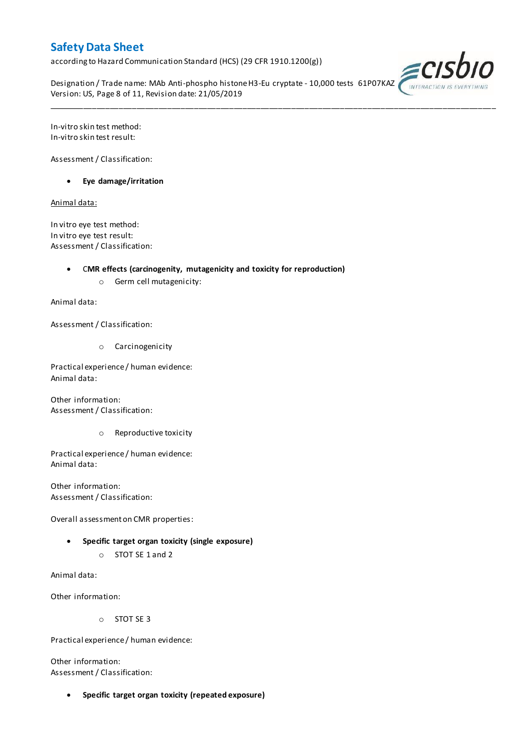In-vitro skin test method:
In-vitro skin test result:

Assessment / Classification:

- **Eye damage/irritation**

Animal data:

In vitro eye test method:
In vitro eye test result:
Assessment / Classification:

- **CMR effects (carcinogenity, mutagenicity and toxicity for reproduction)**
  - Germ cell mutagenicity:

Animal data:

Assessment / Classification:

  - Carcinogenicity

Practical experience / human evidence:
Animal data:

Other information:
Assessment / Classification:

  - Reproductive toxicity

Practical experience / human evidence:
Animal data:

Other information:
Assessment / Classification:

Overall assessment on CMR properties:

- **Specific target organ toxicity (single exposure)**
  - STOT SE 1 and 2

Animal data:

Other information:

  - STOT SE 3

Practical experience / human evidence:

Other information:
Assessment / Classification:

- **Specific target organ toxicity (repeated exposure)**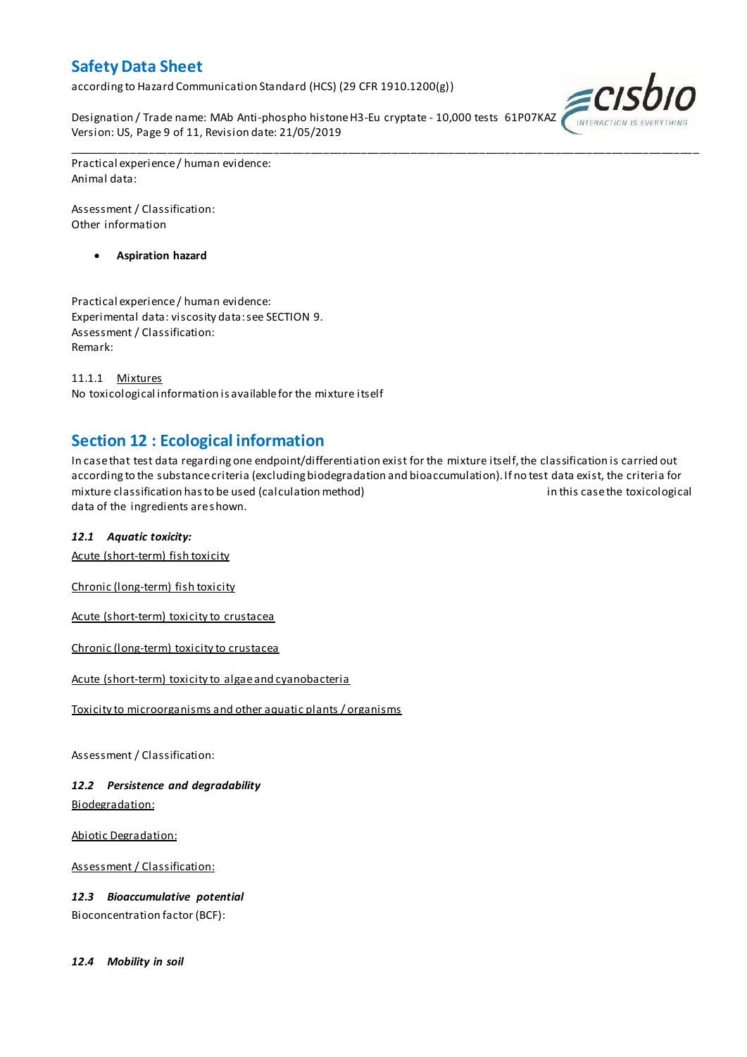Practical experience / human evidence:
Animal data:

Assessment / Classification:
Other information

- **Aspiration hazard**

Practical experience / human evidence:
Experimental data: viscosity data: see SECTION 9.
Assessment / Classification:
Remark:

11.1.1 Mixtures
No toxicological information is available for the mixture itself

## Section 12 : Ecological information

In case that test data regarding one endpoint/differentiation exist for the mixture itself, the classification is carried out according to the substance criteria (excluding biodegradation and bioaccumulation). If no test data exist, the criteria for mixture classification has to be used (calculation method) in this case the toxicological data of the ingredients are shown.

### *12.1 Aquatic toxicity:*

Acute (short-term) fish toxicity

Chronic (long-term) fish toxicity

Acute (short-term) toxicity to crustacea

Chronic (long-term) toxicity to crustacea

Acute (short-term) toxicity to algae and cyanobacteria

Toxicity to microorganisms and other aquatic plants / organisms

Assessment / Classification:

### *12.2 Persistence and degradability*

Biodegradation:

Abiotic Degradation:

Assessment / Classification:

### *12.3 Bioaccumulative potential*

Bioconcentration factor (BCF):

### *12.4 Mobility in soil*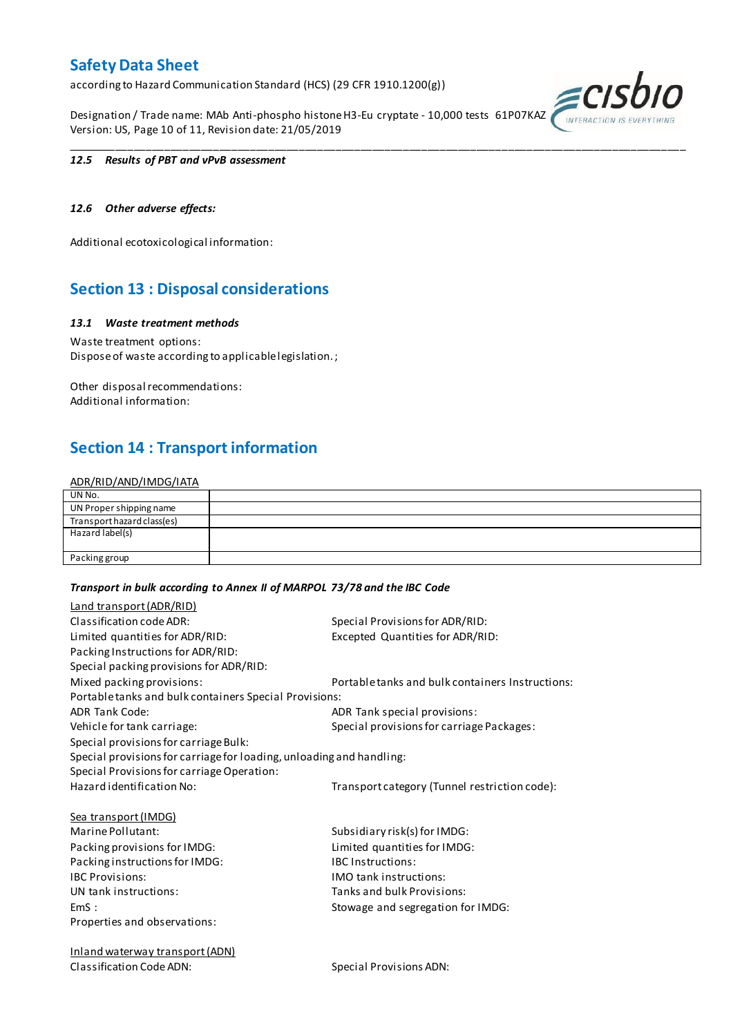*12.5 Results of PBT and vPvB assessment*

*12.6 Other adverse effects:*

Additional ecotoxicological information:

## Section 13 : Disposal considerations

*13.1 Waste treatment methods*

Waste treatment options:
Dispose of waste according to applicable legislation. ;

Other disposal recommendations:
Additional information:

## Section 14 : Transport information

ADR/RID/AND/IMDG/IATA

| UN No. | |
|---|---|
| UN Proper shipping name | |
| Transport hazard class(es) | |
| Hazard label(s) | |
| Packing group | |

***Transport in bulk according to Annex II of MARPOL 73/78 and the IBC Code***

Land transport (ADR/RID)

Classification code ADR:
Special Provisions for ADR/RID:
Limited quantities for ADR/RID:
Excepted Quantities for ADR/RID:
Packing Instructions for ADR/RID:
Special packing provisions for ADR/RID:
Mixed packing provisions:
Portable tanks and bulk containers Instructions:
Portable tanks and bulk containers Special Provisions:
ADR Tank Code:
ADR Tank special provisions:
Vehicle for tank carriage:
Special provisions for carriage Packages:
Special provisions for carriage Bulk:
Special provisions for carriage for loading, unloading and handling:
Special Provisions for carriage Operation:
Hazard identification No:
Transport category (Tunnel restriction code):

Sea transport (IMDG)

Marine Pollutant:
Subsidiary risk(s) for IMDG:
Packing provisions for IMDG:
Limited quantities for IMDG:
Packing instructions for IMDG:
IBC Instructions:
IBC Provisions:
IMO tank instructions:
UN tank instructions:
Tanks and bulk Provisions:
EmS :
Stowage and segregation for IMDG:
Properties and observations:

Inland waterway transport (ADN)

Classification Code ADN:
Special Provisions ADN: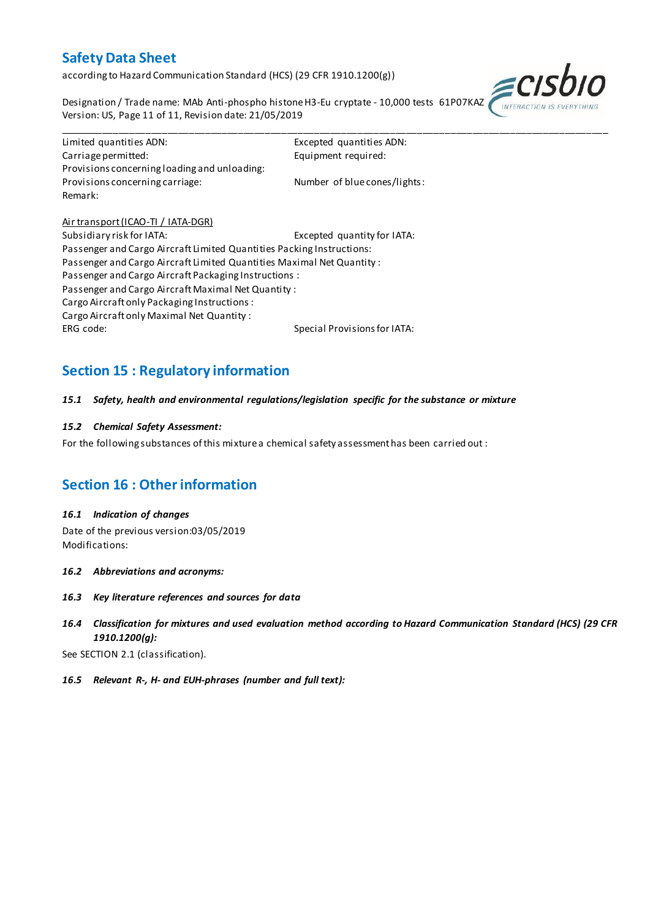| | |
|---|---|
| Limited quantities ADN: | Excepted quantities ADN: |
| Carriage permitted: | Equipment required: |
| Provisions concerning loading and unloading: | |
| Provisions concerning carriage: | Number of blue cones/lights: |
| Remark: | |

Air transport (ICAO-TI / IATA-DGR)

| | |
|---|---|
| Subsidiary risk for IATA: | Excepted quantity for IATA: |
| Passenger and Cargo Aircraft Limited Quantities Packing Instructions: | |
| Passenger and Cargo Aircraft Limited Quantities Maximal Net Quantity : | |
| Passenger and Cargo Aircraft Packaging Instructions : | |
| Passenger and Cargo Aircraft Maximal Net Quantity : | |
| Cargo Aircraft only Packaging Instructions : | |
| Cargo Aircraft only Maximal Net Quantity : | |
| ERG code: | Special Provisions for IATA: |

## Section 15 : Regulatory information

***15.1 Safety, health and environmental regulations/legislation specific for the substance or mixture***

***15.2 Chemical Safety Assessment:***

For the following substances of this mixture a chemical safety assessment has been carried out :

## Section 16 : Other information

***16.1 Indication of changes***

Date of the previous version:03/05/2019

Modifications:

***16.2 Abbreviations and acronyms:***

***16.3 Key literature references and sources for data***

***16.4 Classification for mixtures and used evaluation method according to Hazard Communication Standard (HCS) (29 CFR 1910.1200(g):***

See SECTION 2.1 (classification).

***16.5 Relevant R-, H- and EUH-phrases (number and full text):***